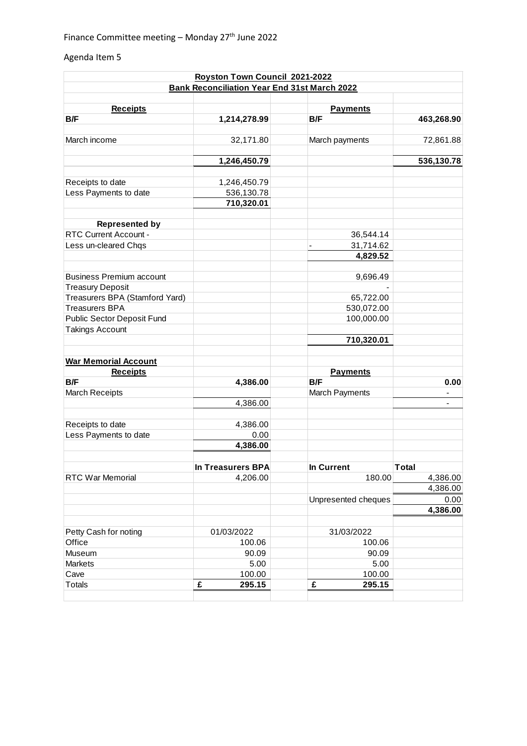Finance Committee meeting – Monday 27th June 2022

Agenda Item 5

| Royston Town Council 2021-2022 | | | |
|---|---|---|---|
| **Bank Reconciliation Year End 31st March 2022** | | | |
| | | | |
| **Receipts** | | **Payments** | |
| **B/F** | **1,214,278.99** | **B/F** | **463,268.90** |
| | | | |
| March income | 32,171.80 | March payments | 72,861.88 |
| | | | |
| | **1,246,450.79** | | **536,130.78** |
| | | | |
| Receipts to date | 1,246,450.79 | | |
| Less Payments to date | 536,130.78 | | |
| | **710,320.01** | | |
| | | | |
| **Represented by** | | | |
| RTC Current Account - | | 36,544.14 | |
| Less un-cleared Chqs | | - 31,714.62 | |
| | | **4,829.52** | |
| | | | |
| Business Premium account | | 9,696.49 | |
| Treasury Deposit | | - | |
| Treasurers BPA (Stamford Yard) | | 65,722.00 | |
| Treasurers BPA | | 530,072.00 | |
| Public Sector Deposit Fund | | 100,000.00 | |
| Takings Account | | | |
| | | **710,320.01** | |
| | | | |
| **War Memorial Account** | | | |
| **Receipts** | | **Payments** | |
| **B/F** | **4,386.00** | **B/F** | **0.00** |
| March Receipts | | March Payments | - |
| | 4,386.00 | | - |
| | | | |
| Receipts to date | 4,386.00 | | |
| Less Payments to date | 0.00 | | |
| | **4,386.00** | | |
| | | | |
| | **In Treasurers BPA** | **In Current** | **Total** |
| RTC War Memorial | 4,206.00 | 180.00 | 4,386.00 |
| | | | 4,386.00 |
| | | Unpresented cheques | 0.00 |
| | | | **4,386.00** |
| | | | |
| Petty Cash for noting | 01/03/2022 | 31/03/2022 | |
| Office | 100.06 | 100.06 | |
| Museum | 90.09 | 90.09 | |
| Markets | 5.00 | 5.00 | |
| Cave | 100.00 | 100.00 | |
| Totals | **£ 295.15** | **£ 295.15** | |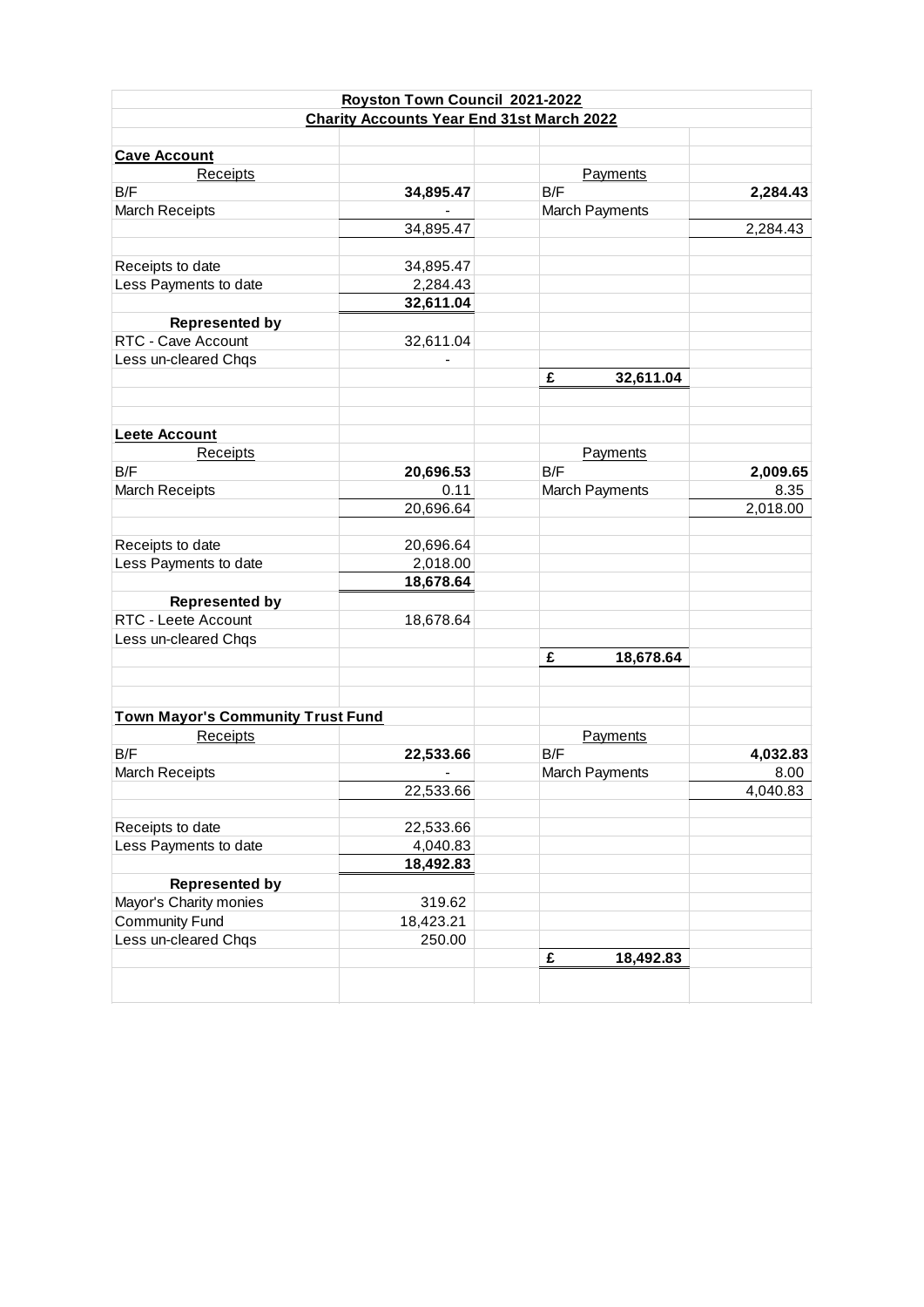**Royston Town Council 2021-2022**

**Charity Accounts Year End 31st March 2022**

| **Cave Account** | | | | |
|---|---|---|---|---|
| Receipts | | | Payments | |
| B/F | **34,895.47** | | B/F | **2,284.43** |
| March Receipts | - | | March Payments | |
| | 34,895.47 | | | 2,284.43 |
| | | | | |
| Receipts to date | 34,895.47 | | | |
| Less Payments to date | 2,284.43 | | | |
| | **32,611.04** | | | |
| **Represented by** | | | | |
| RTC - Cave Account | 32,611.04 | | | |
| Less un-cleared Chqs | - | | | |
| | | | **£ 32,611.04** | |

| **Leete Account** | | | | |
|---|---|---|---|---|
| Receipts | | | Payments | |
| B/F | **20,696.53** | | B/F | **2,009.65** |
| March Receipts | 0.11 | | March Payments | 8.35 |
| | 20,696.64 | | | 2,018.00 |
| | | | | |
| Receipts to date | 20,696.64 | | | |
| Less Payments to date | 2,018.00 | | | |
| | **18,678.64** | | | |
| **Represented by** | | | | |
| RTC - Leete Account | 18,678.64 | | | |
| Less un-cleared Chqs | | | | |
| | | | **£ 18,678.64** | |

| **Town Mayor's Community Trust Fund** | | | | |
|---|---|---|---|---|
| Receipts | | | Payments | |
| B/F | **22,533.66** | | B/F | **4,032.83** |
| March Receipts | - | | March Payments | 8.00 |
| | 22,533.66 | | | 4,040.83 |
| | | | | |
| Receipts to date | 22,533.66 | | | |
| Less Payments to date | 4,040.83 | | | |
| | **18,492.83** | | | |
| **Represented by** | | | | |
| Mayor's Charity monies | 319.62 | | | |
| Community Fund | 18,423.21 | | | |
| Less un-cleared Chqs | 250.00 | | | |
| | | | **£ 18,492.83** | |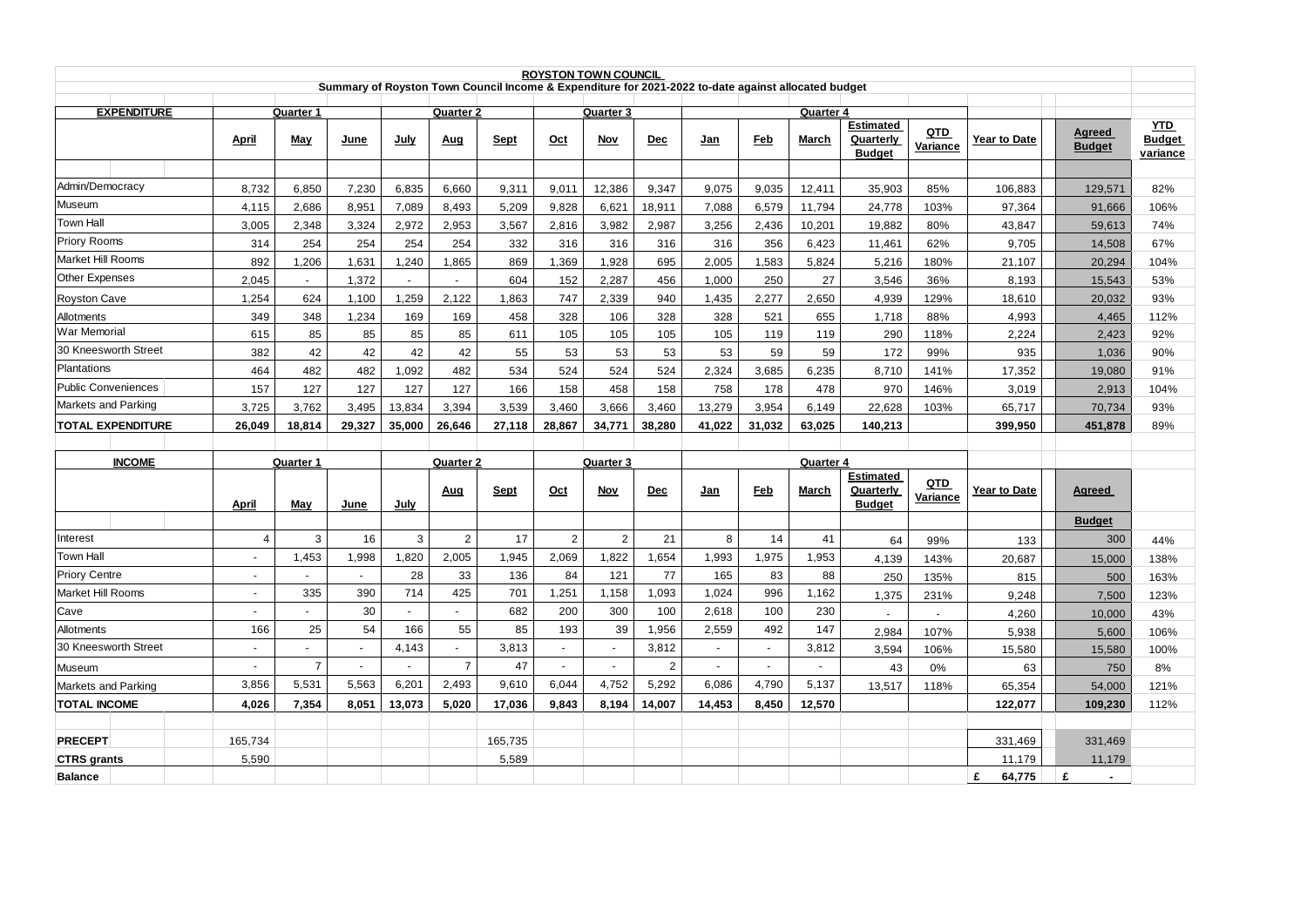**ROYSTON TOWN COUNCIL**

**Summary of Royston Town Council Income & Expenditure for 2021-2022 to-date against allocated budget**

| EXPENDITURE | Quarter 1 | | | Quarter 2 | | | Quarter 3 | | | Quarter 4 | | | | | | | |
|---|---|---|---|---|---|---|---|---|---|---|---|---|---|---|---|---|---|
| | April | May | June | July | Aug | Sept | Oct | Nov | Dec | Jan | Feb | March | Estimated Quarterly Budget | QTD Variance | Year to Date | Agreed Budget | YTD Budget variance |
| Admin/Democracy | 8,732 | 6,850 | 7,230 | 6,835 | 6,660 | 9,311 | 9,011 | 12,386 | 9,347 | 9,075 | 9,035 | 12,411 | 35,903 | 85% | 106,883 | 129,571 | 82% |
| Museum | 4,115 | 2,686 | 8,951 | 7,089 | 8,493 | 5,209 | 9,828 | 6,621 | 18,911 | 7,088 | 6,579 | 11,794 | 24,778 | 103% | 97,364 | 91,666 | 106% |
| Town Hall | 3,005 | 2,348 | 3,324 | 2,972 | 2,953 | 3,567 | 2,816 | 3,982 | 2,987 | 3,256 | 2,436 | 10,201 | 19,882 | 80% | 43,847 | 59,613 | 74% |
| Priory Rooms | 314 | 254 | 254 | 254 | 254 | 332 | 316 | 316 | 316 | 316 | 356 | 6,423 | 11,461 | 62% | 9,705 | 14,508 | 67% |
| Market Hill Rooms | 892 | 1,206 | 1,631 | 1,240 | 1,865 | 869 | 1,369 | 1,928 | 695 | 2,005 | 1,583 | 5,824 | 5,216 | 180% | 21,107 | 20,294 | 104% |
| Other Expenses | 2,045 | - | 1,372 | - | - | 604 | 152 | 2,287 | 456 | 1,000 | 250 | 27 | 3,546 | 36% | 8,193 | 15,543 | 53% |
| Royston Cave | 1,254 | 624 | 1,100 | 1,259 | 2,122 | 1,863 | 747 | 2,339 | 940 | 1,435 | 2,277 | 2,650 | 4,939 | 129% | 18,610 | 20,032 | 93% |
| Allotments | 349 | 348 | 1,234 | 169 | 169 | 458 | 328 | 106 | 328 | 328 | 521 | 655 | 1,718 | 88% | 4,993 | 4,465 | 112% |
| War Memorial | 615 | 85 | 85 | 85 | 85 | 611 | 105 | 105 | 105 | 105 | 119 | 119 | 290 | 118% | 2,224 | 2,423 | 92% |
| 30 Kneesworth Street | 382 | 42 | 42 | 42 | 42 | 55 | 53 | 53 | 53 | 53 | 59 | 59 | 172 | 99% | 935 | 1,036 | 90% |
| Plantations | 464 | 482 | 482 | 1,092 | 482 | 534 | 524 | 524 | 524 | 2,324 | 3,685 | 6,235 | 8,710 | 141% | 17,352 | 19,080 | 91% |
| Public Conveniences | 157 | 127 | 127 | 127 | 127 | 166 | 158 | 458 | 158 | 758 | 178 | 478 | 970 | 146% | 3,019 | 2,913 | 104% |
| Markets and Parking | 3,725 | 3,762 | 3,495 | 13,834 | 3,394 | 3,539 | 3,460 | 3,666 | 3,460 | 13,279 | 3,954 | 6,149 | 22,628 | 103% | 65,717 | 70,734 | 93% |
| **TOTAL EXPENDITURE** | **26,049** | **18,814** | **29,327** | **35,000** | **26,646** | **27,118** | **28,867** | **34,771** | **38,280** | **41,022** | **31,032** | **63,025** | **140,213** | | **399,950** | **451,878** | 89% |

| INCOME | Quarter 1 | | | Quarter 2 | | | Quarter 3 | | | Quarter 4 | | | | | | | |
|---|---|---|---|---|---|---|---|---|---|---|---|---|---|---|---|---|---|
| | April | May | June | July | Aug | Sept | Oct | Nov | Dec | Jan | Feb | March | Estimated Quarterly Budget | QTD Variance | Year to Date | Agreed Budget | |
| Interest | 4 | 3 | 16 | 3 | 2 | 17 | 2 | 2 | 21 | 8 | 14 | 41 | 64 | 99% | 133 | 300 | 44% |
| Town Hall | - | 1,453 | 1,998 | 1,820 | 2,005 | 1,945 | 2,069 | 1,822 | 1,654 | 1,993 | 1,975 | 1,953 | 4,139 | 143% | 20,687 | 15,000 | 138% |
| Priory Centre | - | - | - | 28 | 33 | 136 | 84 | 121 | 77 | 165 | 83 | 88 | 250 | 135% | 815 | 500 | 163% |
| Market Hill Rooms | - | 335 | 390 | 714 | 425 | 701 | 1,251 | 1,158 | 1,093 | 1,024 | 996 | 1,162 | 1,375 | 231% | 9,248 | 7,500 | 123% |
| Cave | - | - | 30 | - | - | 682 | 200 | 300 | 100 | 2,618 | 100 | 230 | - | - | 4,260 | 10,000 | 43% |
| Allotments | 166 | 25 | 54 | 166 | 55 | 85 | 193 | 39 | 1,956 | 2,559 | 492 | 147 | 2,984 | 107% | 5,938 | 5,600 | 106% |
| 30 Kneesworth Street | - | - | - | 4,143 | - | 3,813 | - | - | 3,812 | - | - | 3,812 | 3,594 | 106% | 15,580 | 15,580 | 100% |
| Museum | - | 7 | - | - | 7 | 47 | - | - | 2 | - | - | - | 43 | 0% | 63 | 750 | 8% |
| Markets and Parking | 3,856 | 5,531 | 5,563 | 6,201 | 2,493 | 9,610 | 6,044 | 4,752 | 5,292 | 6,086 | 4,790 | 5,137 | 13,517 | 118% | 65,354 | 54,000 | 121% |
| **TOTAL INCOME** | **4,026** | **7,354** | **8,051** | **13,073** | **5,020** | **17,036** | **9,843** | **8,194** | **14,007** | **14,453** | **8,450** | **12,570** | | | **122,077** | **109,230** | 112% |
| | | | | | | | | | | | | | | | | | |
| **PRECEPT** | 165,734 | | | | | 165,735 | | | | | | | | | 331,469 | 331,469 | |
| **CTRS grants** | 5,590 | | | | | 5,589 | | | | | | | | | 11,179 | 11,179 | |
| **Balance** | | | | | | | | | | | | | | | £ 64,775 | £ - | |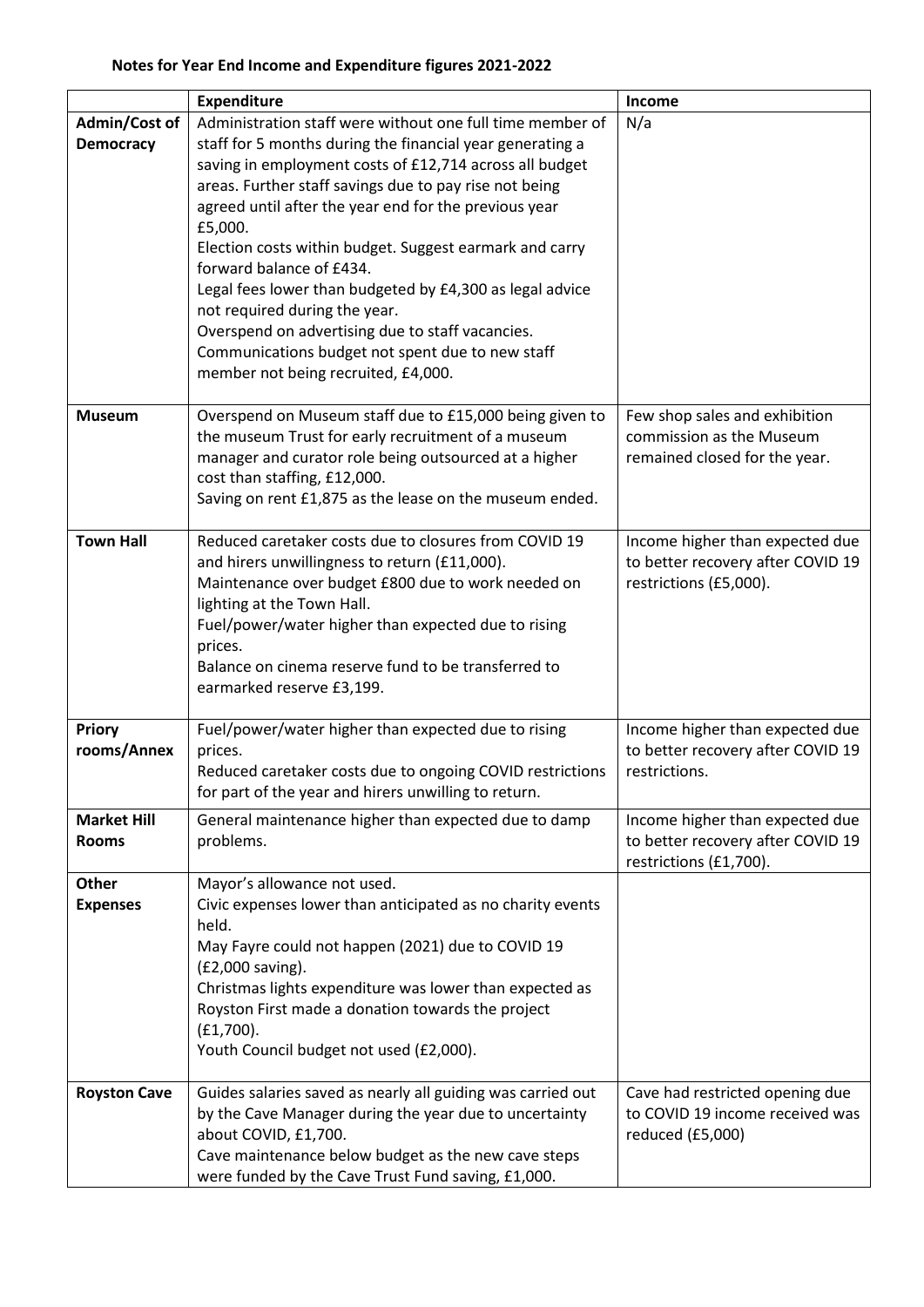**Notes for Year End Income and Expenditure figures 2021-2022**

| | Expenditure | Income |
|---|---|---|
| **Admin/Cost of Democracy** | Administration staff were without one full time member of staff for 5 months during the financial year generating a saving in employment costs of £12,714 across all budget areas. Further staff savings due to pay rise not being agreed until after the year end for the previous year £5,000.<br>Election costs within budget. Suggest earmark and carry forward balance of £434.<br>Legal fees lower than budgeted by £4,300 as legal advice not required during the year.<br>Overspend on advertising due to staff vacancies.<br>Communications budget not spent due to new staff member not being recruited, £4,000. | N/a |
| **Museum** | Overspend on Museum staff due to £15,000 being given to the museum Trust for early recruitment of a museum manager and curator role being outsourced at a higher cost than staffing, £12,000.<br>Saving on rent £1,875 as the lease on the museum ended. | Few shop sales and exhibition commission as the Museum remained closed for the year. |
| **Town Hall** | Reduced caretaker costs due to closures from COVID 19 and hirers unwillingness to return (£11,000).<br>Maintenance over budget £800 due to work needed on lighting at the Town Hall.<br>Fuel/power/water higher than expected due to rising prices.<br>Balance on cinema reserve fund to be transferred to earmarked reserve £3,199. | Income higher than expected due to better recovery after COVID 19 restrictions (£5,000). |
| **Priory rooms/Annex** | Fuel/power/water higher than expected due to rising prices.<br>Reduced caretaker costs due to ongoing COVID restrictions for part of the year and hirers unwilling to return. | Income higher than expected due to better recovery after COVID 19 restrictions. |
| **Market Hill Rooms** | General maintenance higher than expected due to damp problems. | Income higher than expected due to better recovery after COVID 19 restrictions (£1,700). |
| **Other Expenses** | Mayor's allowance not used.<br>Civic expenses lower than anticipated as no charity events held.<br>May Fayre could not happen (2021) due to COVID 19 (£2,000 saving).<br>Christmas lights expenditure was lower than expected as Royston First made a donation towards the project (£1,700).<br>Youth Council budget not used (£2,000). | |
| **Royston Cave** | Guides salaries saved as nearly all guiding was carried out by the Cave Manager during the year due to uncertainty about COVID, £1,700.<br>Cave maintenance below budget as the new cave steps were funded by the Cave Trust Fund saving, £1,000. | Cave had restricted opening due to COVID 19 income received was reduced (£5,000) |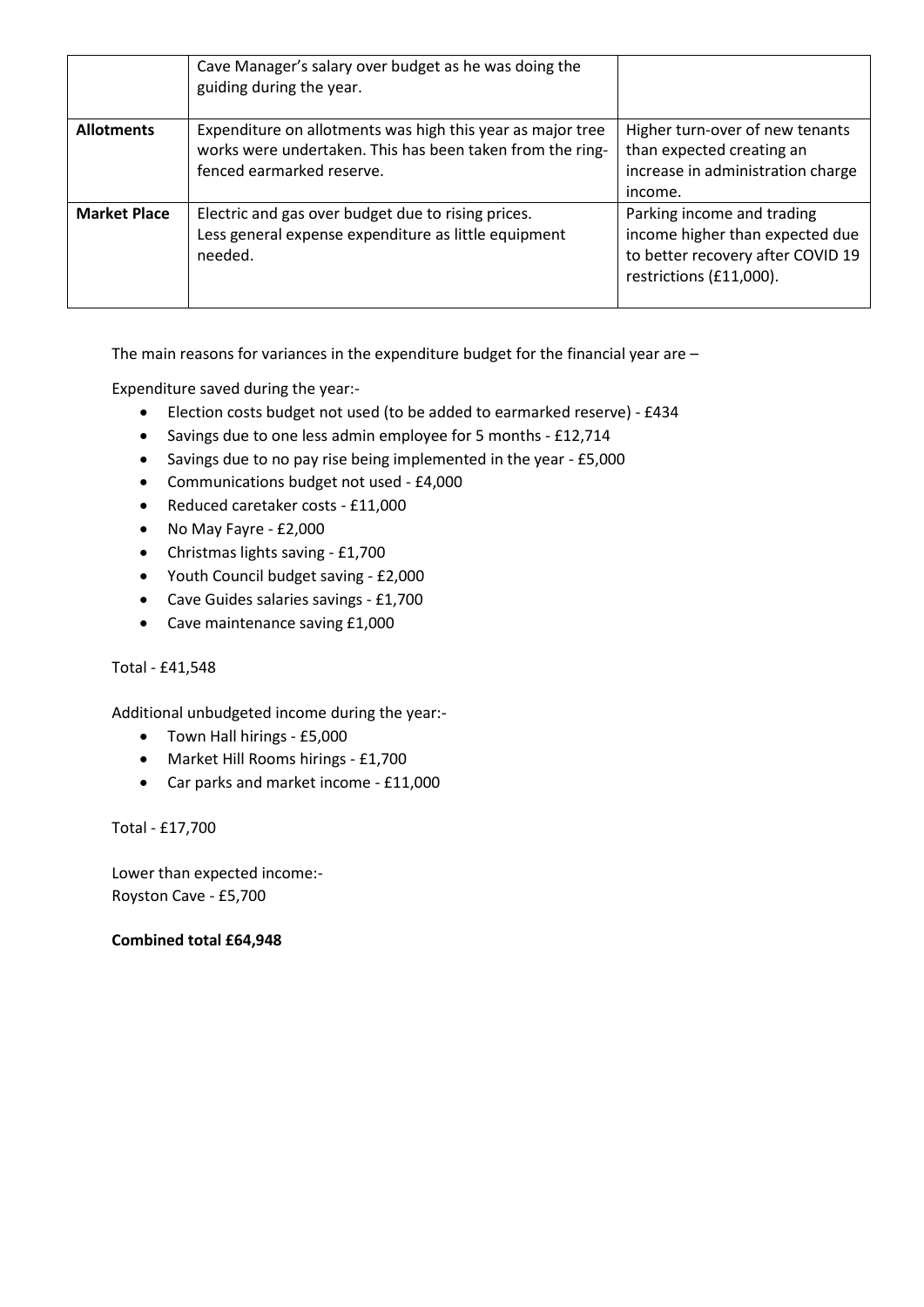| | | |
|---|---|---|
| | Cave Manager's salary over budget as he was doing the guiding during the year. | |
| **Allotments** | Expenditure on allotments was high this year as major tree works were undertaken. This has been taken from the ring-fenced earmarked reserve. | Higher turn-over of new tenants than expected creating an increase in administration charge income. |
| **Market Place** | Electric and gas over budget due to rising prices.<br>Less general expense expenditure as little equipment needed. | Parking income and trading income higher than expected due to better recovery after COVID 19 restrictions (£11,000). |

The main reasons for variances in the expenditure budget for the financial year are –

Expenditure saved during the year:-

- Election costs budget not used (to be added to earmarked reserve) - £434
- Savings due to one less admin employee for 5 months - £12,714
- Savings due to no pay rise being implemented in the year - £5,000
- Communications budget not used - £4,000
- Reduced caretaker costs - £11,000
- No May Fayre - £2,000
- Christmas lights saving - £1,700
- Youth Council budget saving - £2,000
- Cave Guides salaries savings - £1,700
- Cave maintenance saving £1,000

Total - £41,548

Additional unbudgeted income during the year:-

- Town Hall hirings - £5,000
- Market Hill Rooms hirings - £1,700
- Car parks and market income - £11,000

Total - £17,700

Lower than expected income:-
Royston Cave - £5,700

**Combined total £64,948**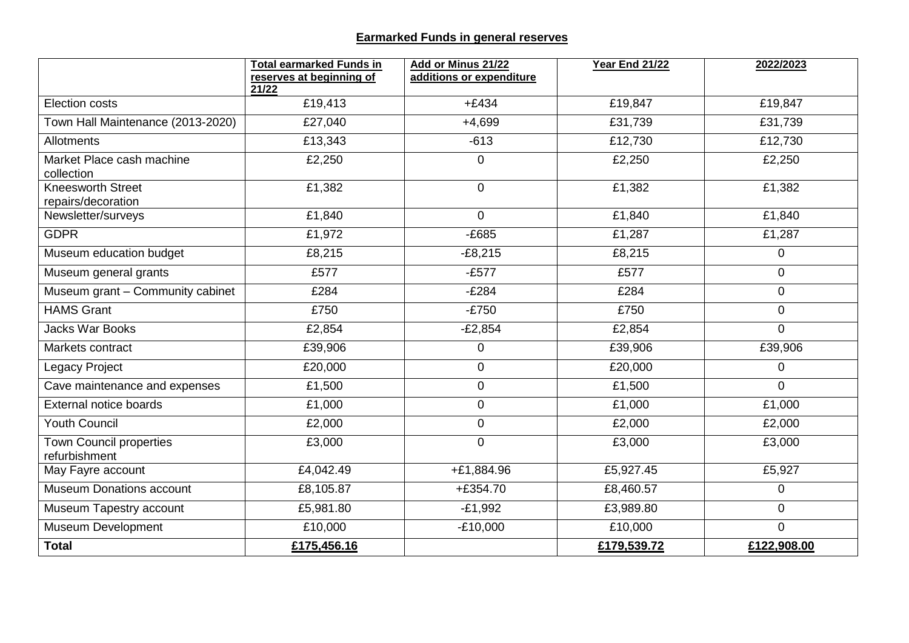**Earmarked Funds in general reserves**

| | Total earmarked Funds in reserves at beginning of 21/22 | Add or Minus 21/22 additions or expenditure | Year End 21/22 | 2022/2023 |
|---|---|---|---|---|
| Election costs | £19,413 | +£434 | £19,847 | £19,847 |
| Town Hall Maintenance (2013-2020) | £27,040 | +4,699 | £31,739 | £31,739 |
| Allotments | £13,343 | -613 | £12,730 | £12,730 |
| Market Place cash machine collection | £2,250 | 0 | £2,250 | £2,250 |
| Kneesworth Street repairs/decoration | £1,382 | 0 | £1,382 | £1,382 |
| Newsletter/surveys | £1,840 | 0 | £1,840 | £1,840 |
| GDPR | £1,972 | -£685 | £1,287 | £1,287 |
| Museum education budget | £8,215 | -£8,215 | £8,215 | 0 |
| Museum general grants | £577 | -£577 | £577 | 0 |
| Museum grant – Community cabinet | £284 | -£284 | £284 | 0 |
| HAMS Grant | £750 | -£750 | £750 | 0 |
| Jacks War Books | £2,854 | -£2,854 | £2,854 | 0 |
| Markets contract | £39,906 | 0 | £39,906 | £39,906 |
| Legacy Project | £20,000 | 0 | £20,000 | 0 |
| Cave maintenance and expenses | £1,500 | 0 | £1,500 | 0 |
| External notice boards | £1,000 | 0 | £1,000 | £1,000 |
| Youth Council | £2,000 | 0 | £2,000 | £2,000 |
| Town Council properties refurbishment | £3,000 | 0 | £3,000 | £3,000 |
| May Fayre account | £4,042.49 | +£1,884.96 | £5,927.45 | £5,927 |
| Museum Donations account | £8,105.87 | +£354.70 | £8,460.57 | 0 |
| Museum Tapestry account | £5,981.80 | -£1,992 | £3,989.80 | 0 |
| Museum Development | £10,000 | -£10,000 | £10,000 | 0 |
| **Total** | **£175,456.16** | | **£179,539.72** | **£122,908.00** |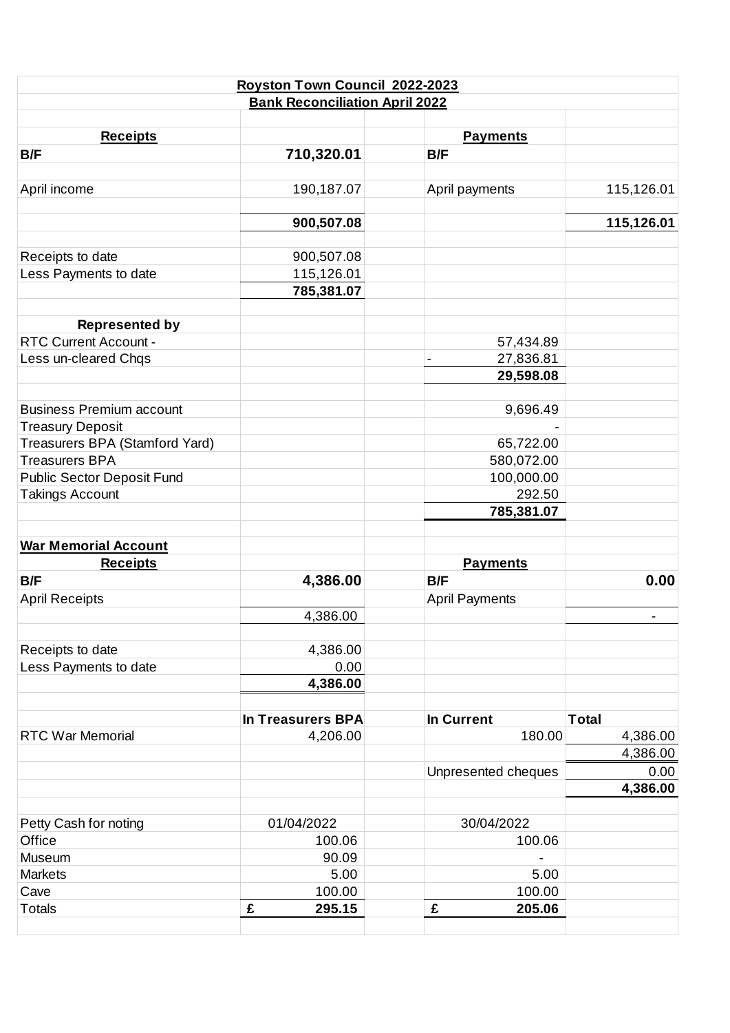| Royston Town Council 2022-2023 | | | | |
|---|---|---|---|---|
| **Bank Reconciliation April 2022** | | | | |
| | | | | |
| **Receipts** | | | **Payments** | |
| **B/F** | **710,320.01** | | **B/F** | |
| | | | | |
| April income | 190,187.07 | | April payments | 115,126.01 |
| | | | | |
| | **900,507.08** | | | **115,126.01** |
| | | | | |
| Receipts to date | 900,507.08 | | | |
| Less Payments to date | 115,126.01 | | | |
| | **785,381.07** | | | |
| | | | | |
| **Represented by** | | | | |
| RTC Current Account - | | | 57,434.89 | |
| Less un-cleared Chqs | | | - 27,836.81 | |
| | | | **29,598.08** | |
| | | | | |
| Business Premium account | | | 9,696.49 | |
| Treasury Deposit | | | - | |
| Treasurers BPA (Stamford Yard) | | | 65,722.00 | |
| Treasurers BPA | | | 580,072.00 | |
| Public Sector Deposit Fund | | | 100,000.00 | |
| Takings Account | | | 292.50 | |
| | | | **785,381.07** | |
| | | | | |
| **War Memorial Account** | | | | |
| **Receipts** | | | **Payments** | |
| **B/F** | **4,386.00** | | **B/F** | **0.00** |
| April Receipts | | | April Payments | |
| | 4,386.00 | | | - |
| | | | | |
| Receipts to date | 4,386.00 | | | |
| Less Payments to date | 0.00 | | | |
| | **4,386.00** | | | |
| | | | | |
| | **In Treasurers BPA** | | **In Current** | **Total** |
| RTC War Memorial | 4,206.00 | | 180.00 | 4,386.00 |
| | | | | 4,386.00 |
| | | | Unpresented cheques | 0.00 |
| | | | | **4,386.00** |
| | | | | |
| Petty Cash for noting | 01/04/2022 | | 30/04/2022 | |
| Office | 100.06 | | 100.06 | |
| Museum | 90.09 | | - | |
| Markets | 5.00 | | 5.00 | |
| Cave | 100.00 | | 100.00 | |
| Totals | **£ 295.15** | | **£ 205.06** | |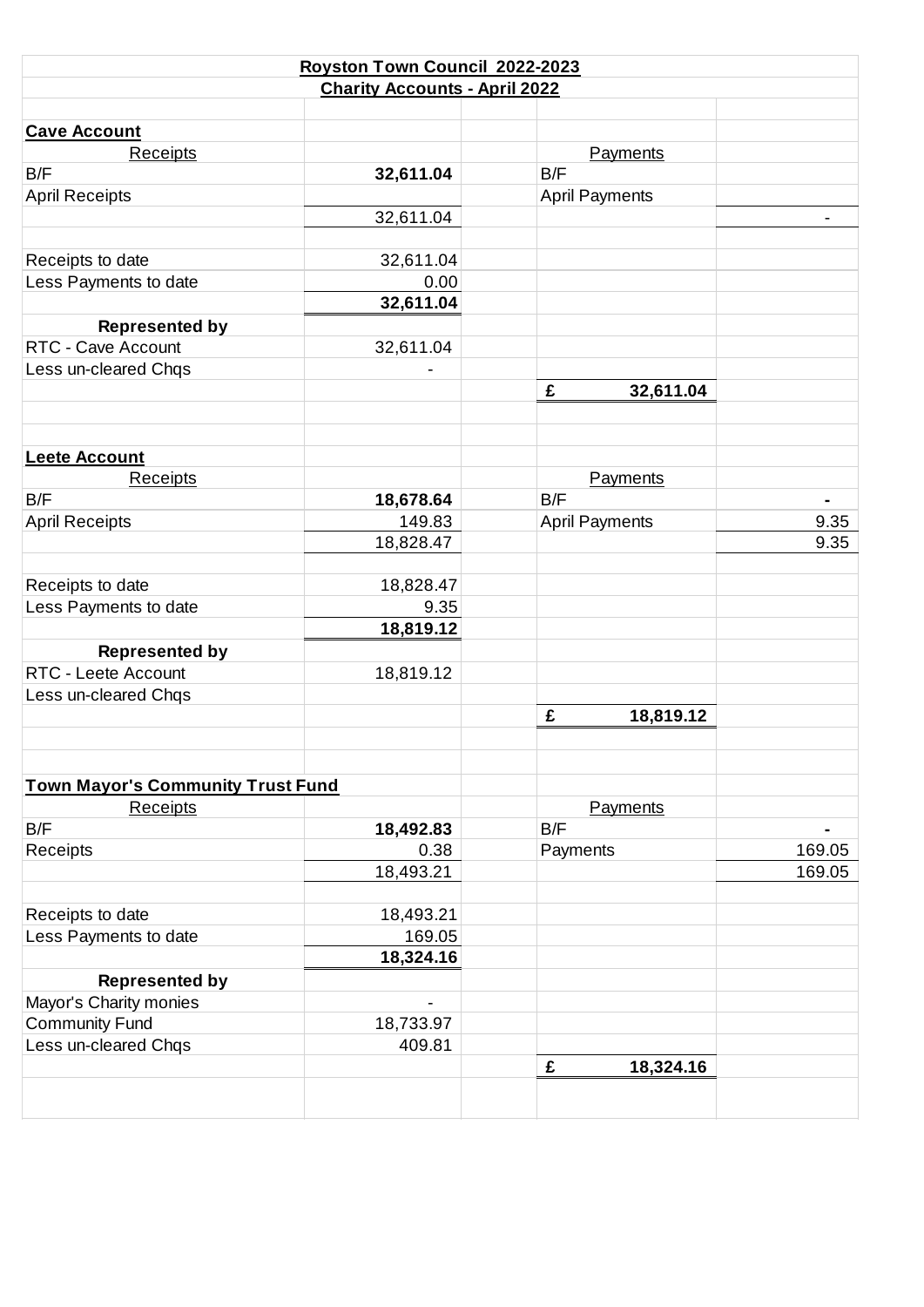# Royston Town Council 2022-2023

## Charity Accounts - April 2022

### Cave Account

| Receipts | | | Payments | |
|---|---|---|---|---|
| B/F | **32,611.04** | | B/F | |
| April Receipts | | | April Payments | |
| | 32,611.04 | | | - |
| | | | | |
| Receipts to date | 32,611.04 | | | |
| Less Payments to date | 0.00 | | | |
| | **32,611.04** | | | |
| **Represented by** | | | | |
| RTC - Cave Account | 32,611.04 | | | |
| Less un-cleared Chqs | - | | | |
| | | | **£ 32,611.04** | |

### Leete Account

| Receipts | | | Payments | |
|---|---|---|---|---|
| B/F | **18,678.64** | | B/F | - |
| April Receipts | 149.83 | | April Payments | 9.35 |
| | 18,828.47 | | | 9.35 |
| | | | | |
| Receipts to date | 18,828.47 | | | |
| Less Payments to date | 9.35 | | | |
| | **18,819.12** | | | |
| **Represented by** | | | | |
| RTC - Leete Account | 18,819.12 | | | |
| Less un-cleared Chqs | | | | |
| | | | **£ 18,819.12** | |

### Town Mayor's Community Trust Fund

| Receipts | | | Payments | |
|---|---|---|---|---|
| B/F | **18,492.83** | | B/F | - |
| Receipts | 0.38 | | Payments | 169.05 |
| | 18,493.21 | | | 169.05 |
| | | | | |
| Receipts to date | 18,493.21 | | | |
| Less Payments to date | 169.05 | | | |
| | **18,324.16** | | | |
| **Represented by** | | | | |
| Mayor's Charity monies | - | | | |
| Community Fund | 18,733.97 | | | |
| Less un-cleared Chqs | 409.81 | | | |
| | | | **£ 18,324.16** | |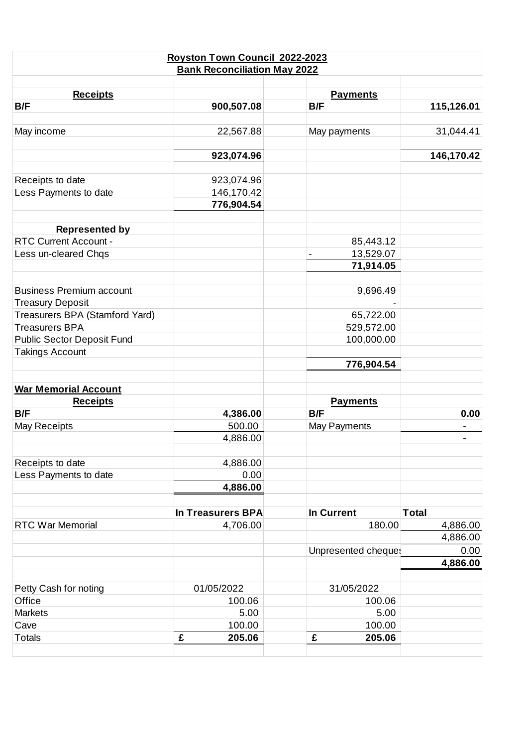**Royston Town Council 2022-2023**

**Bank Reconciliation May 2022**

| **Receipts** | | | **Payments** | |
|---|---|---|---|---|
| **B/F** | **900,507.08** | | **B/F** | **115,126.01** |
| | | | | |
| May income | 22,567.88 | | May payments | 31,044.41 |
| | | | | |
| | **923,074.96** | | | **146,170.42** |
| | | | | |
| Receipts to date | 923,074.96 | | | |
| Less Payments to date | 146,170.42 | | | |
| | **776,904.54** | | | |
| | | | | |
| **Represented by** | | | | |
| RTC Current Account - | | | 85,443.12 | |
| Less un-cleared Chqs | | | - 13,529.07 | |
| | | | **71,914.05** | |
| | | | | |
| Business Premium account | | | 9,696.49 | |
| Treasury Deposit | | | - | |
| Treasurers BPA (Stamford Yard) | | | 65,722.00 | |
| Treasurers BPA | | | 529,572.00 | |
| Public Sector Deposit Fund | | | 100,000.00 | |
| Takings Account | | | | |
| | | | **776,904.54** | |
| | | | | |
| **War Memorial Account** | | | | |
| **Receipts** | | | **Payments** | |
| **B/F** | **4,386.00** | | **B/F** | **0.00** |
| May Receipts | 500.00 | | May Payments | - |
| | 4,886.00 | | | - |
| | | | | |
| Receipts to date | 4,886.00 | | | |
| Less Payments to date | 0.00 | | | |
| | **4,886.00** | | | |
| | | | | |
| | **In Treasurers BPA** | | **In Current** | **Total** |
| RTC War Memorial | 4,706.00 | | 180.00 | 4,886.00 |
| | | | | 4,886.00 |
| | | | Unpresented cheques | 0.00 |
| | | | | **4,886.00** |
| | | | | |
| Petty Cash for noting | 01/05/2022 | | 31/05/2022 | |
| Office | 100.06 | | 100.06 | |
| Markets | 5.00 | | 5.00 | |
| Cave | 100.00 | | 100.00 | |
| Totals | **£ 205.06** | | **£ 205.06** | |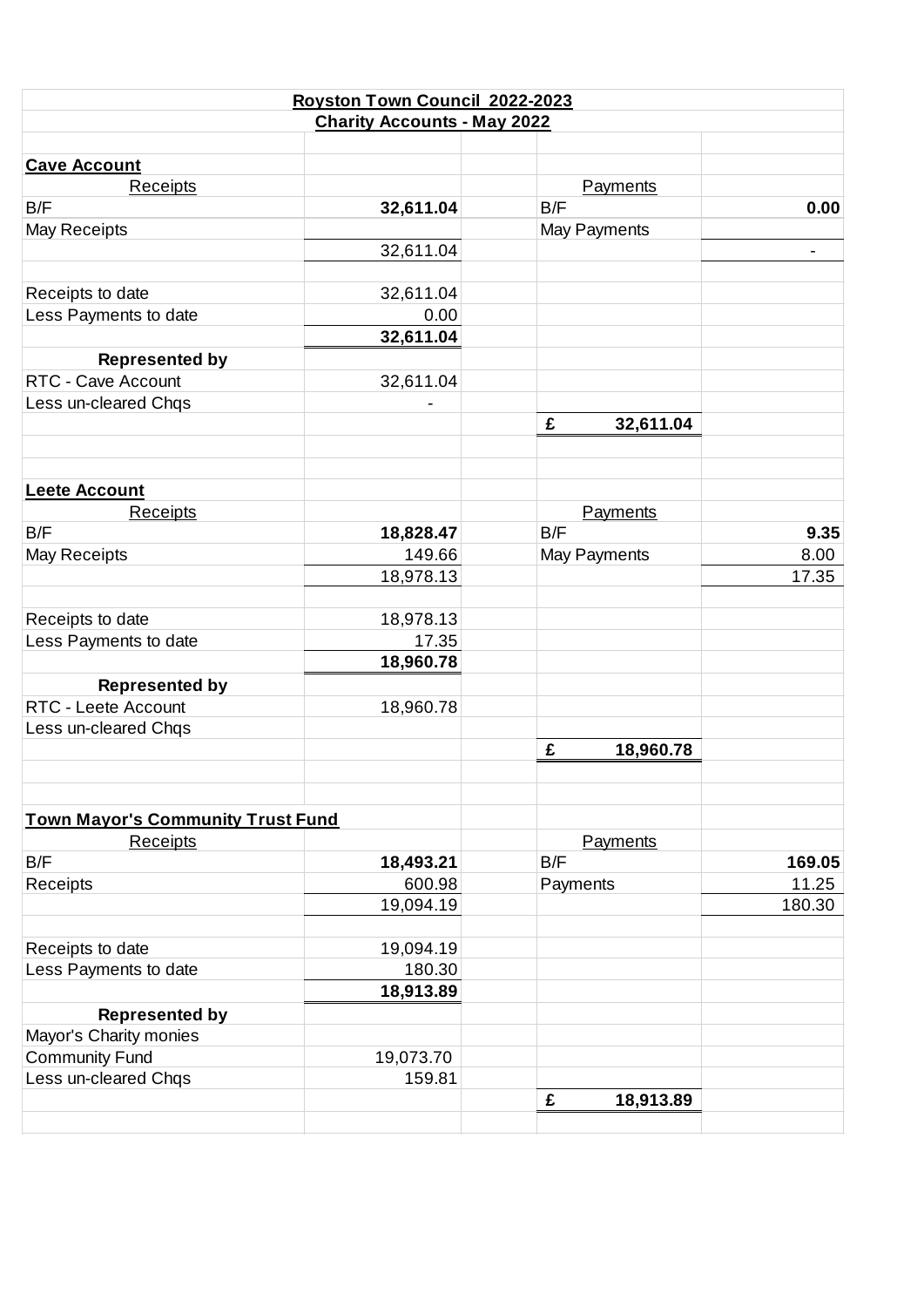**Royston Town Council 2022-2023**

**Charity Accounts - May 2022**

**Cave Account**

| Receipts | | | Payments | |
|---|---|---|---|---|
| B/F | **32,611.04** | | B/F | **0.00** |
| May Receipts | | | May Payments | |
| | 32,611.04 | | | - |
| | | | | |
| Receipts to date | 32,611.04 | | | |
| Less Payments to date | 0.00 | | | |
| | **32,611.04** | | | |
| **Represented by** | | | | |
| RTC - Cave Account | 32,611.04 | | | |
| Less un-cleared Chqs | - | | | |
| | | | **£ 32,611.04** | |

**Leete Account**

| Receipts | | | Payments | |
|---|---|---|---|---|
| B/F | **18,828.47** | | B/F | **9.35** |
| May Receipts | 149.66 | | May Payments | 8.00 |
| | 18,978.13 | | | 17.35 |
| | | | | |
| Receipts to date | 18,978.13 | | | |
| Less Payments to date | 17.35 | | | |
| | **18,960.78** | | | |
| **Represented by** | | | | |
| RTC - Leete Account | 18,960.78 | | | |
| Less un-cleared Chqs | | | | |
| | | | **£ 18,960.78** | |

**Town Mayor's Community Trust Fund**

| Receipts | | | Payments | |
|---|---|---|---|---|
| B/F | **18,493.21** | | B/F | **169.05** |
| Receipts | 600.98 | | Payments | 11.25 |
| | 19,094.19 | | | 180.30 |
| | | | | |
| Receipts to date | 19,094.19 | | | |
| Less Payments to date | 180.30 | | | |
| | **18,913.89** | | | |
| **Represented by** | | | | |
| Mayor's Charity monies | | | | |
| Community Fund | 19,073.70 | | | |
| Less un-cleared Chqs | 159.81 | | | |
| | | | **£ 18,913.89** | |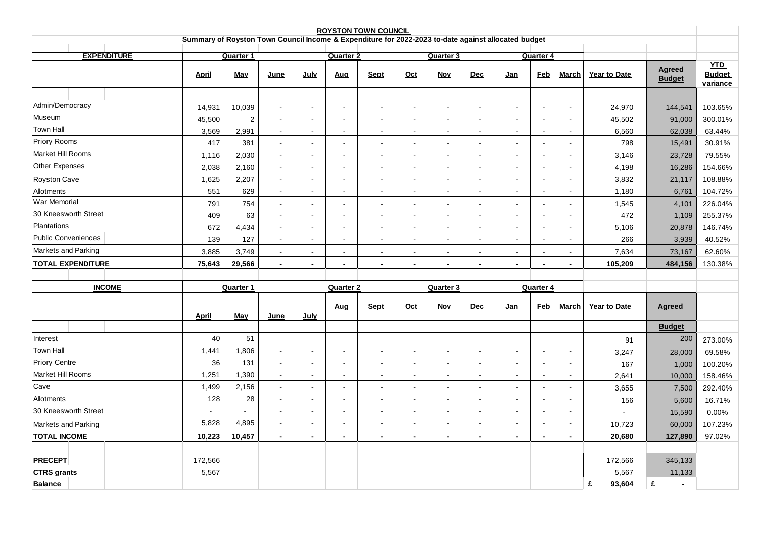**ROYSTON TOWN COUNCIL**

**Summary of Royston Town Council Income & Expenditure for 2022-2023 to-date against allocated budget**

| EXPENDITURE | Quarter 1 | | | Quarter 2 | | | Quarter 3 | | | Quarter 4 | | | | | |
|---|---|---|---|---|---|---|---|---|---|---|---|---|---|---|---|
| | April | May | June | July | Aug | Sept | Oct | Nov | Dec | Jan | Feb | March | Year to Date | Agreed Budget | YTD Budget variance |
| Admin/Democracy | 14,931 | 10,039 | - | - | - | - | - | - | - | - | - | - | 24,970 | 144,541 | 103.65% |
| Museum | 45,500 | 2 | - | - | - | - | - | - | - | - | - | - | 45,502 | 91,000 | 300.01% |
| Town Hall | 3,569 | 2,991 | - | - | - | - | - | - | - | - | - | - | 6,560 | 62,038 | 63.44% |
| Priory Rooms | 417 | 381 | - | - | - | - | - | - | - | - | - | - | 798 | 15,491 | 30.91% |
| Market Hill Rooms | 1,116 | 2,030 | - | - | - | - | - | - | - | - | - | - | 3,146 | 23,728 | 79.55% |
| Other Expenses | 2,038 | 2,160 | - | - | - | - | - | - | - | - | - | - | 4,198 | 16,286 | 154.66% |
| Royston Cave | 1,625 | 2,207 | - | - | - | - | - | - | - | - | - | - | 3,832 | 21,117 | 108.88% |
| Allotments | 551 | 629 | - | - | - | - | - | - | - | - | - | - | 1,180 | 6,761 | 104.72% |
| War Memorial | 791 | 754 | - | - | - | - | - | - | - | - | - | - | 1,545 | 4,101 | 226.04% |
| 30 Kneesworth Street | 409 | 63 | - | - | - | - | - | - | - | - | - | - | 472 | 1,109 | 255.37% |
| Plantations | 672 | 4,434 | - | - | - | - | - | - | - | - | - | - | 5,106 | 20,878 | 146.74% |
| Public Conveniences | 139 | 127 | - | - | - | - | - | - | - | - | - | - | 266 | 3,939 | 40.52% |
| Markets and Parking | 3,885 | 3,749 | - | - | - | - | - | - | - | - | - | - | 7,634 | 73,167 | 62.60% |
| **TOTAL EXPENDITURE** | **75,643** | **29,566** | **-** | **-** | **-** | **-** | **-** | **-** | **-** | **-** | **-** | **-** | **105,209** | **484,156** | 130.38% |

| INCOME | Quarter 1 | | | Quarter 2 | | | Quarter 3 | | | Quarter 4 | | | | | |
|---|---|---|---|---|---|---|---|---|---|---|---|---|---|---|---|
| | April | May | June | July | Aug | Sept | Oct | Nov | Dec | Jan | Feb | March | Year to Date | Agreed Budget | |
| Interest | 40 | 51 | | | | | | | | | | | 91 | 200 | 273.00% |
| Town Hall | 1,441 | 1,806 | - | - | - | - | - | - | - | - | - | - | 3,247 | 28,000 | 69.58% |
| Priory Centre | 36 | 131 | - | - | - | - | - | - | - | - | - | - | 167 | 1,000 | 100.20% |
| Market Hill Rooms | 1,251 | 1,390 | - | - | - | - | - | - | - | - | - | - | 2,641 | 10,000 | 158.46% |
| Cave | 1,499 | 2,156 | - | - | - | - | - | - | - | - | - | - | 3,655 | 7,500 | 292.40% |
| Allotments | 128 | 28 | - | - | - | - | - | - | - | - | - | - | 156 | 5,600 | 16.71% |
| 30 Kneesworth Street | - | - | - | - | - | - | - | - | - | - | - | - | - | 15,590 | 0.00% |
| Markets and Parking | 5,828 | 4,895 | - | - | - | - | - | - | - | - | - | - | 10,723 | 60,000 | 107.23% |
| **TOTAL INCOME** | **10,223** | **10,457** | **-** | **-** | **-** | **-** | **-** | **-** | **-** | **-** | **-** | **-** | **20,680** | **127,890** | 97.02% |
| | | | | | | | | | | | | | | | |
| **PRECEPT** | 172,566 | | | | | | | | | | | | 172,566 | 345,133 | |
| **CTRS grants** | 5,567 | | | | | | | | | | | | 5,567 | 11,133 | |
| **Balance** | | | | | | | | | | | | | £ 93,604 | £ - | |